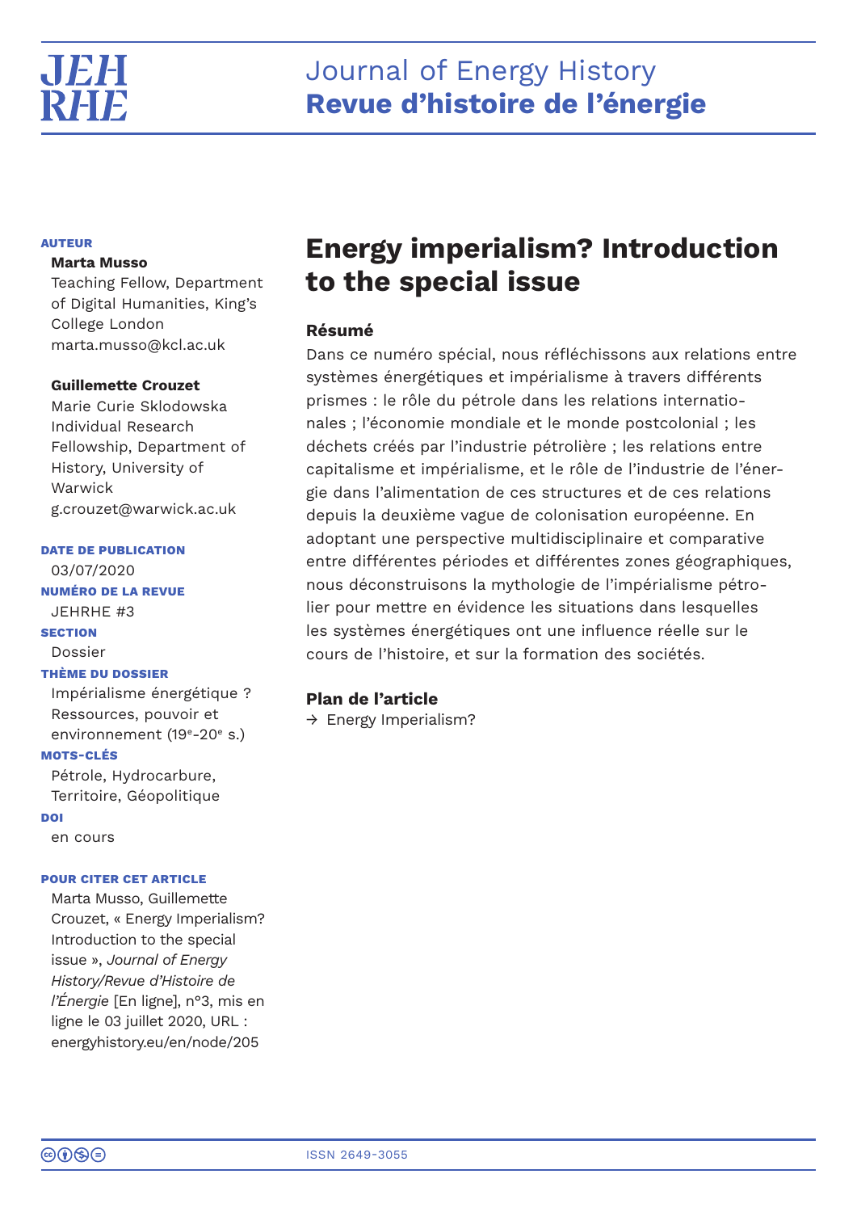# Energy imperialism? Introduction to the special issue

**AUTEUR**

**Marta Musso**
Teaching Fellow, Department of Digital Humanities, King's College London
marta.musso@kcl.ac.uk

**Guillemette Crouzet**
Marie Curie Sklodowska Individual Research Fellowship, Department of History, University of Warwick
g.crouzet@warwick.ac.uk

**DATE DE PUBLICATION**
03/07/2020

**NUMÉRO DE LA REVUE**
JEHRHE #3

**SECTION**
Dossier

**THÈME DU DOSSIER**
Impérialisme énergétique ? Ressources, pouvoir et environnement (19e-20e s.)

**MOTS-CLÉS**
Pétrole, Hydrocarbure, Territoire, Géopolitique

**DOI**
en cours

**POUR CITER CET ARTICLE**
Marta Musso, Guillemette Crouzet, « Energy Imperialism? Introduction to the special issue », *Journal of Energy History/Revue d'Histoire de l'Énergie* [En ligne], n°3, mis en ligne le 03 juillet 2020, URL : energyhistory.eu/en/node/205

## Résumé

Dans ce numéro spécial, nous réfléchissons aux relations entre systèmes énergétiques et impérialisme à travers différents prismes : le rôle du pétrole dans les relations internationales ; l'économie mondiale et le monde postcolonial ; les déchets créés par l'industrie pétrolière ; les relations entre capitalisme et impérialisme, et le rôle de l'industrie de l'énergie dans l'alimentation de ces structures et de ces relations depuis la deuxième vague de colonisation européenne. En adoptant une perspective multidisciplinaire et comparative entre différentes périodes et différentes zones géographiques, nous déconstruisons la mythologie de l'impérialisme pétrolier pour mettre en évidence les situations dans lesquelles les systèmes énergétiques ont une influence réelle sur le cours de l'histoire, et sur la formation des sociétés.

## Plan de l'article

→ Energy Imperialism?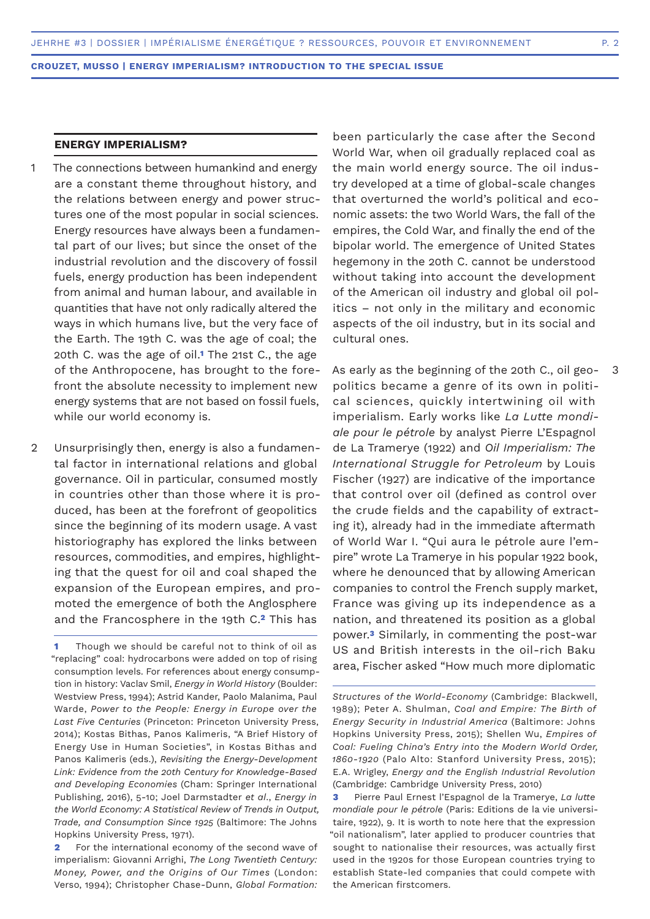## ENERGY IMPERIALISM?

1 The connections between humankind and energy are a constant theme throughout history, and the relations between energy and power structures one of the most popular in social sciences. Energy resources have always been a fundamental part of our lives; but since the onset of the industrial revolution and the discovery of fossil fuels, energy production has been independent from animal and human labour, and available in quantities that have not only radically altered the ways in which humans live, but the very face of the Earth. The 19th C. was the age of coal; the 20th C. was the age of oil.[1] The 21st C., the age of the Anthropocene, has brought to the forefront the absolute necessity to implement new energy systems that are not based on fossil fuels, while our world economy is.

2 Unsurprisingly then, energy is also a fundamental factor in international relations and global governance. Oil in particular, consumed mostly in countries other than those where it is produced, has been at the forefront of geopolitics since the beginning of its modern usage. A vast historiography has explored the links between resources, commodities, and empires, highlighting that the quest for oil and coal shaped the expansion of the European empires, and promoted the emergence of both the Anglosphere and the Francosphere in the 19th C.[2] This has been particularly the case after the Second World War, when oil gradually replaced coal as the main world energy source. The oil industry developed at a time of global-scale changes that overturned the world's political and economic assets: the two World Wars, the fall of the empires, the Cold War, and finally the end of the bipolar world. The emergence of United States hegemony in the 20th C. cannot be understood without taking into account the development of the American oil industry and global oil politics – not only in the military and economic aspects of the oil industry, but in its social and cultural ones.

3 As early as the beginning of the 20th C., oil geopolitics became a genre of its own in political sciences, quickly intertwining oil with imperialism. Early works like *La Lutte mondiale pour le pétrole* by analyst Pierre L'Espagnol de La Tramerye (1922) and *Oil Imperialism: The International Struggle for Petroleum* by Louis Fischer (1927) are indicative of the importance that control over oil (defined as control over the crude fields and the capability of extracting it), already had in the immediate aftermath of World War I. "Qui aura le pétrole aure l'empire" wrote La Tramerye in his popular 1922 book, where he denounced that by allowing American companies to control the French supply market, France was giving up its independence as a nation, and threatened its position as a global power.[3] Similarly, in commenting the post-war US and British interests in the oil-rich Baku area, Fischer asked "How much more diplomatic

---

[1] Though we should be careful not to think of oil as "replacing" coal: hydrocarbons were added on top of rising consumption levels. For references about energy consumption in history: Vaclav Smil, *Energy in World History* (Boulder: Westview Press, 1994); Astrid Kander, Paolo Malanima, Paul Warde, *Power to the People: Energy in Europe over the Last Five Centuries* (Princeton: Princeton University Press, 2014); Kostas Bithas, Panos Kalimeris, "A Brief History of Energy Use in Human Societies", in Kostas Bithas and Panos Kalimeris (eds.), *Revisiting the Energy-Development Link: Evidence from the 20th Century for Knowledge-Based and Developing Economies* (Cham: Springer International Publishing, 2016), 5-10; Joel Darmstadter *et al*., *Energy in the World Economy: A Statistical Review of Trends in Output, Trade, and Consumption Since 1925* (Baltimore: The Johns Hopkins University Press, 1971).

[2] For the international economy of the second wave of imperialism: Giovanni Arrighi, *The Long Twentieth Century: Money, Power, and the Origins of Our Times* (London: Verso, 1994); Christopher Chase-Dunn, *Global Formation: Structures of the World-Economy* (Cambridge: Blackwell, 1989); Peter A. Shulman, *Coal and Empire: The Birth of Energy Security in Industrial America* (Baltimore: Johns Hopkins University Press, 2015); Shellen Wu, *Empires of Coal: Fueling China's Entry into the Modern World Order, 1860-1920* (Palo Alto: Stanford University Press, 2015); E.A. Wrigley, *Energy and the English Industrial Revolution* (Cambridge: Cambridge University Press, 2010)

[3] Pierre Paul Ernest l'Espagnol de la Tramerye, *La lutte mondiale pour le pétrole* (Paris: Editions de la vie universitaire, 1922), 9. It is worth to note here that the expression "oil nationalism", later applied to producer countries that sought to nationalise their resources, was actually first used in the 1920s for those European countries trying to establish State-led companies that could compete with the American firstcomers.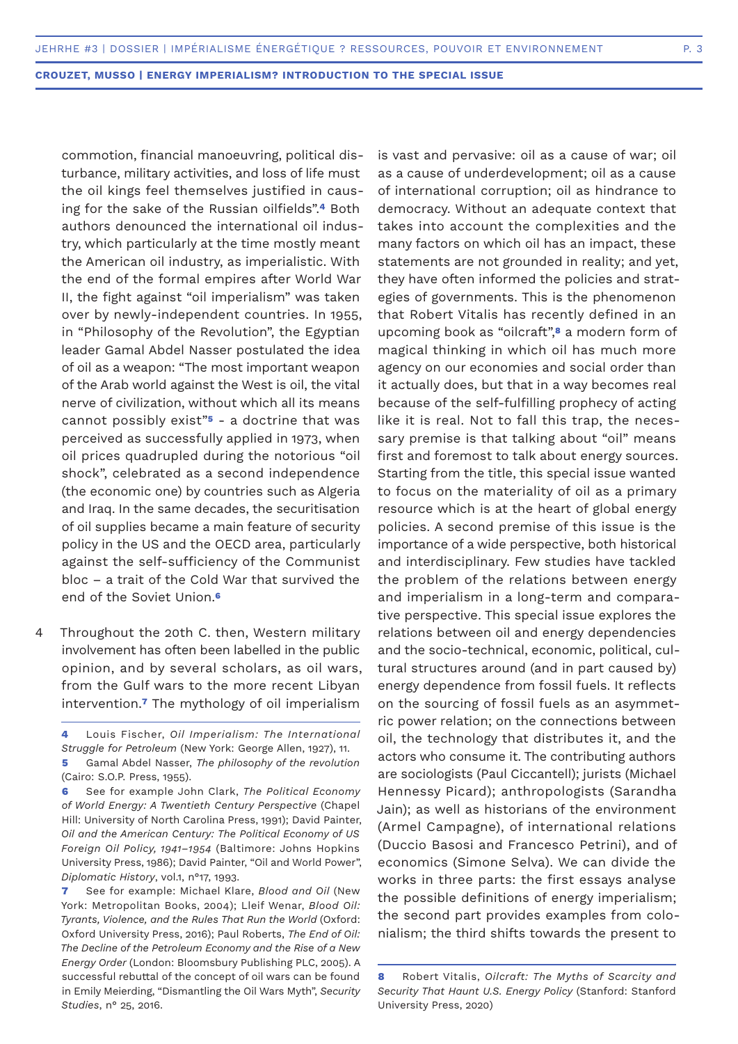commotion, financial manoeuvring, political disturbance, military activities, and loss of life must the oil kings feel themselves justified in causing for the sake of the Russian oilfields".[4] Both authors denounced the international oil industry, which particularly at the time mostly meant the American oil industry, as imperialistic. With the end of the formal empires after World War II, the fight against "oil imperialism" was taken over by newly-independent countries. In 1955, in "Philosophy of the Revolution", the Egyptian leader Gamal Abdel Nasser postulated the idea of oil as a weapon: "The most important weapon of the Arab world against the West is oil, the vital nerve of civilization, without which all its means cannot possibly exist"[5] - a doctrine that was perceived as successfully applied in 1973, when oil prices quadrupled during the notorious "oil shock", celebrated as a second independence (the economic one) by countries such as Algeria and Iraq. In the same decades, the securitisation of oil supplies became a main feature of security policy in the US and the OECD area, particularly against the self-sufficiency of the Communist bloc – a trait of the Cold War that survived the end of the Soviet Union.[6]

4 Throughout the 20th C. then, Western military involvement has often been labelled in the public opinion, and by several scholars, as oil wars, from the Gulf wars to the more recent Libyan intervention.[7] The mythology of oil imperialism is vast and pervasive: oil as a cause of war; oil as a cause of underdevelopment; oil as a cause of international corruption; oil as hindrance to democracy. Without an adequate context that takes into account the complexities and the many factors on which oil has an impact, these statements are not grounded in reality; and yet, they have often informed the policies and strategies of governments. This is the phenomenon that Robert Vitalis has recently defined in an upcoming book as "oilcraft",[8] a modern form of magical thinking in which oil has much more agency on our economies and social order than it actually does, but that in a way becomes real because of the self-fulfilling prophecy of acting like it is real. Not to fall this trap, the necessary premise is that talking about "oil" means first and foremost to talk about energy sources. Starting from the title, this special issue wanted to focus on the materiality of oil as a primary resource which is at the heart of global energy policies. A second premise of this issue is the importance of a wide perspective, both historical and interdisciplinary. Few studies have tackled the problem of the relations between energy and imperialism in a long-term and comparative perspective. This special issue explores the relations between oil and energy dependencies and the socio-technical, economic, political, cultural structures around (and in part caused by) energy dependence from fossil fuels. It reflects on the sourcing of fossil fuels as an asymmetric power relation; on the connections between oil, the technology that distributes it, and the actors who consume it. The contributing authors are sociologists (Paul Ciccantell); jurists (Michael Hennessy Picard); anthropologists (Sarandha Jain); as well as historians of the environment (Armel Campagne), of international relations (Duccio Basosi and Francesco Petrini), and of economics (Simone Selva). We can divide the works in three parts: the first essays analyse the possible definitions of energy imperialism; the second part provides examples from colonialism; the third shifts towards the present to

---

**4** Louis Fischer, *Oil Imperialism: The International Struggle for Petroleum* (New York: George Allen, 1927), 11.

**5** Gamal Abdel Nasser, *The philosophy of the revolution* (Cairo: S.O.P. Press, 1955).

**6** See for example John Clark, *The Political Economy of World Energy: A Twentieth Century Perspective* (Chapel Hill: University of North Carolina Press, 1991); David Painter, *Oil and the American Century: The Political Economy of US Foreign Oil Policy, 1941–1954* (Baltimore: Johns Hopkins University Press, 1986); David Painter, "Oil and World Power", *Diplomatic History*, vol.1, n°17, 1993.

**7** See for example: Michael Klare, *Blood and Oil* (New York: Metropolitan Books, 2004); Lleif Wenar, *Blood Oil: Tyrants, Violence, and the Rules That Run the World* (Oxford: Oxford University Press, 2016); Paul Roberts, *The End of Oil: The Decline of the Petroleum Economy and the Rise of a New Energy Order* (London: Bloomsbury Publishing PLC, 2005). A successful rebuttal of the concept of oil wars can be found in Emily Meierding, "Dismantling the Oil Wars Myth", *Security Studies*, n° 25, 2016.

**8** Robert Vitalis, *Oilcraft: The Myths of Scarcity and Security That Haunt U.S. Energy Policy* (Stanford: Stanford University Press, 2020)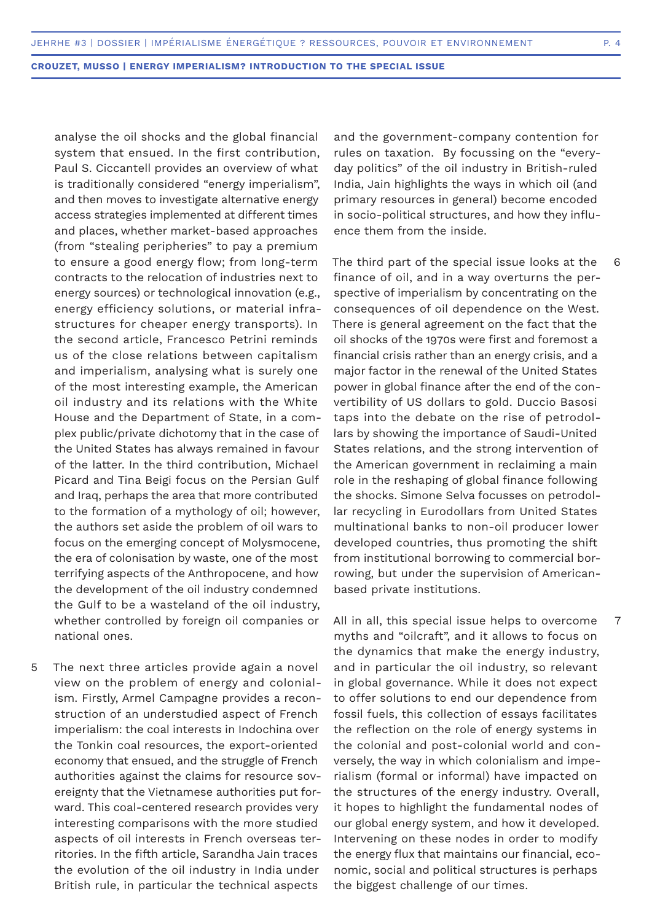analyse the oil shocks and the global financial system that ensued. In the first contribution, Paul S. Ciccantell provides an overview of what is traditionally considered "energy imperialism", and then moves to investigate alternative energy access strategies implemented at different times and places, whether market-based approaches (from "stealing peripheries" to pay a premium to ensure a good energy flow; from long-term contracts to the relocation of industries next to energy sources) or technological innovation (e.g., energy efficiency solutions, or material infrastructures for cheaper energy transports). In the second article, Francesco Petrini reminds us of the close relations between capitalism and imperialism, analysing what is surely one of the most interesting example, the American oil industry and its relations with the White House and the Department of State, in a complex public/private dichotomy that in the case of the United States has always remained in favour of the latter. In the third contribution, Michael Picard and Tina Beigi focus on the Persian Gulf and Iraq, perhaps the area that more contributed to the formation of a mythology of oil; however, the authors set aside the problem of oil wars to focus on the emerging concept of Molysmocene, the era of colonisation by waste, one of the most terrifying aspects of the Anthropocene, and how the development of the oil industry condemned the Gulf to be a wasteland of the oil industry, whether controlled by foreign oil companies or national ones.

5 The next three articles provide again a novel view on the problem of energy and colonialism. Firstly, Armel Campagne provides a reconstruction of an understudied aspect of French imperialism: the coal interests in Indochina over the Tonkin coal resources, the export-oriented economy that ensued, and the struggle of French authorities against the claims for resource sovereignty that the Vietnamese authorities put forward. This coal-centered research provides very interesting comparisons with the more studied aspects of oil interests in French overseas territories. In the fifth article, Sarandha Jain traces the evolution of the oil industry in India under British rule, in particular the technical aspects and the government-company contention for rules on taxation. By focussing on the "everyday politics" of the oil industry in British-ruled India, Jain highlights the ways in which oil (and primary resources in general) become encoded in socio-political structures, and how they influence them from the inside.

6 The third part of the special issue looks at the finance of oil, and in a way overturns the perspective of imperialism by concentrating on the consequences of oil dependence on the West. There is general agreement on the fact that the oil shocks of the 1970s were first and foremost a financial crisis rather than an energy crisis, and a major factor in the renewal of the United States power in global finance after the end of the convertibility of US dollars to gold. Duccio Basosi taps into the debate on the rise of petrodollars by showing the importance of Saudi-United States relations, and the strong intervention of the American government in reclaiming a main role in the reshaping of global finance following the shocks. Simone Selva focusses on petrodollar recycling in Eurodollars from United States multinational banks to non-oil producer lower developed countries, thus promoting the shift from institutional borrowing to commercial borrowing, but under the supervision of American-based private institutions.

7 All in all, this special issue helps to overcome myths and "oilcraft", and it allows to focus on the dynamics that make the energy industry, and in particular the oil industry, so relevant in global governance. While it does not expect to offer solutions to end our dependence from fossil fuels, this collection of essays facilitates the reflection on the role of energy systems in the colonial and post-colonial world and conversely, the way in which colonialism and imperialism (formal or informal) have impacted on the structures of the energy industry. Overall, it hopes to highlight the fundamental nodes of our global energy system, and how it developed. Intervening on these nodes in order to modify the energy flux that maintains our financial, economic, social and political structures is perhaps the biggest challenge of our times.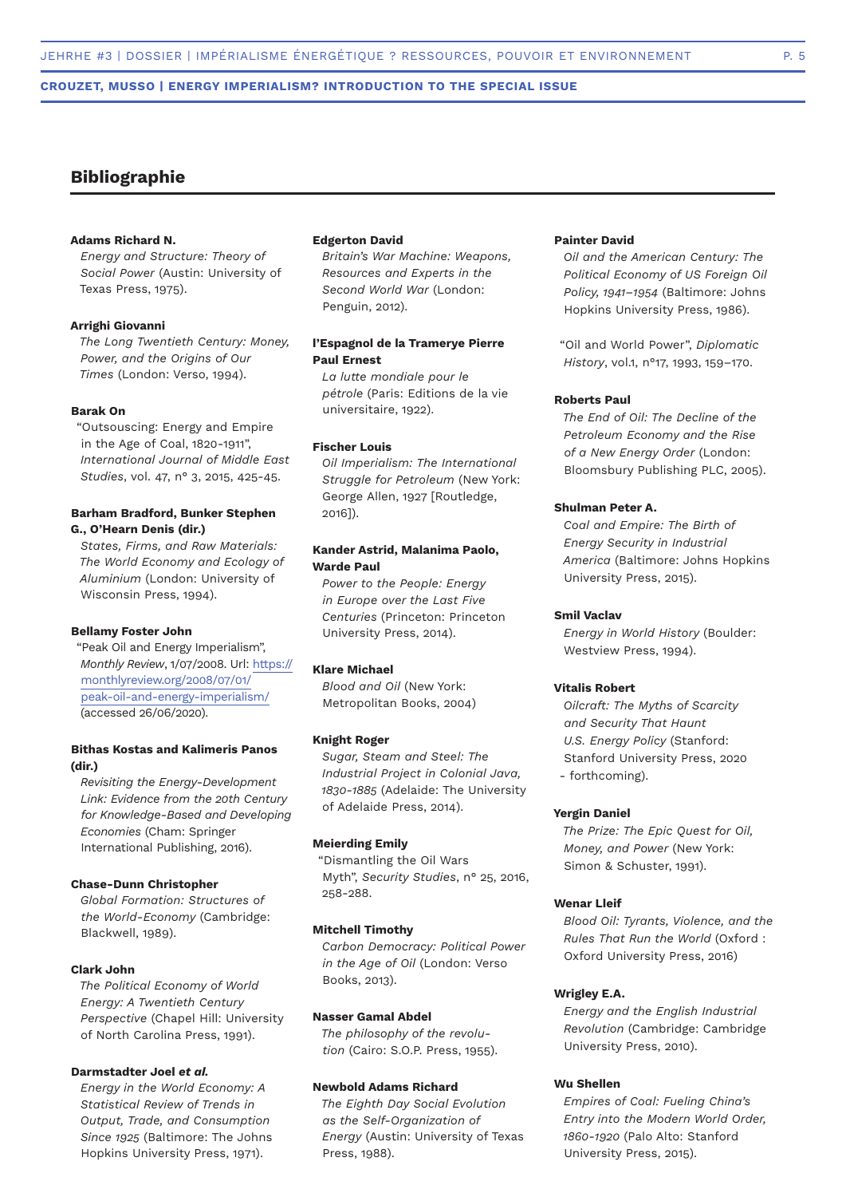## Bibliographie

**Adams Richard N.**
*Energy and Structure: Theory of Social Power* (Austin: University of Texas Press, 1975).

**Arrighi Giovanni**
*The Long Twentieth Century: Money, Power, and the Origins of Our Times* (London: Verso, 1994).

**Barak On**
"Outsouscing: Energy and Empire in the Age of Coal, 1820-1911", *International Journal of Middle East Studies*, vol. 47, n° 3, 2015, 425-45.

**Barham Bradford, Bunker Stephen G., O'Hearn Denis (dir.)**
*States, Firms, and Raw Materials: The World Economy and Ecology of Aluminium* (London: University of Wisconsin Press, 1994).

**Bellamy Foster John**
"Peak Oil and Energy Imperialism", *Monthly Review*, 1/07/2008. Url: https://monthlyreview.org/2008/07/01/peak-oil-and-energy-imperialism/ (accessed 26/06/2020).

**Bithas Kostas and Kalimeris Panos (dir.)**
*Revisiting the Energy-Development Link: Evidence from the 20th Century for Knowledge-Based and Developing Economies* (Cham: Springer International Publishing, 2016).

**Chase-Dunn Christopher**
*Global Formation: Structures of the World-Economy* (Cambridge: Blackwell, 1989).

**Clark John**
*The Political Economy of World Energy: A Twentieth Century Perspective* (Chapel Hill: University of North Carolina Press, 1991).

**Darmstadter Joel *et al.***
*Energy in the World Economy: A Statistical Review of Trends in Output, Trade, and Consumption Since 1925* (Baltimore: The Johns Hopkins University Press, 1971).

**Edgerton David**
*Britain's War Machine: Weapons, Resources and Experts in the Second World War* (London: Penguin, 2012).

**l'Espagnol de la Trameryе Pierre Paul Ernest**
*La lutte mondiale pour le pétrole* (Paris: Editions de la vie universitaire, 1922).

**Fischer Louis**
*Oil Imperialism: The International Struggle for Petroleum* (New York: George Allen, 1927 [Routledge, 2016]).

**Kander Astrid, Malanima Paolo, Warde Paul**
*Power to the People: Energy in Europe over the Last Five Centuries* (Princeton: Princeton University Press, 2014).

**Klare Michael**
*Blood and Oil* (New York: Metropolitan Books, 2004)

**Knight Roger**
*Sugar, Steam and Steel: The Industrial Project in Colonial Java, 1830-1885* (Adelaide: The University of Adelaide Press, 2014).

**Meierding Emily**
"Dismantling the Oil Wars Myth", *Security Studies*, n° 25, 2016, 258-288.

**Mitchell Timothy**
*Carbon Democracy: Political Power in the Age of Oil* (London: Verso Books, 2013).

**Nasser Gamal Abdel**
*The philosophy of the revolution* (Cairo: S.O.P. Press, 1955).

**Newbold Adams Richard**
*The Eighth Day Social Evolution as the Self-Organization of Energy* (Austin: University of Texas Press, 1988).

**Painter David**
*Oil and the American Century: The Political Economy of US Foreign Oil Policy, 1941–1954* (Baltimore: Johns Hopkins University Press, 1986).

"Oil and World Power", *Diplomatic History*, vol.1, n°17, 1993, 159–170.

**Roberts Paul**
*The End of Oil: The Decline of the Petroleum Economy and the Rise of a New Energy Order* (London: Bloomsbury Publishing PLC, 2005).

**Shulman Peter A.**
*Coal and Empire: The Birth of Energy Security in Industrial America* (Baltimore: Johns Hopkins University Press, 2015).

**Smil Vaclav**
*Energy in World History* (Boulder: Westview Press, 1994).

**Vitalis Robert**
*Oilcraft: The Myths of Scarcity and Security That Haunt U.S. Energy Policy* (Stanford: Stanford University Press, 2020 - forthcoming).

**Yergin Daniel**
*The Prize: The Epic Quest for Oil, Money, and Power* (New York: Simon & Schuster, 1991).

**Wenar Lleif**
*Blood Oil: Tyrants, Violence, and the Rules That Run the World* (Oxford : Oxford University Press, 2016)

**Wrigley E.A.**
*Energy and the English Industrial Revolution* (Cambridge: Cambridge University Press, 2010).

**Wu Shellen**
*Empires of Coal: Fueling China's Entry into the Modern World Order, 1860-1920* (Palo Alto: Stanford University Press, 2015).